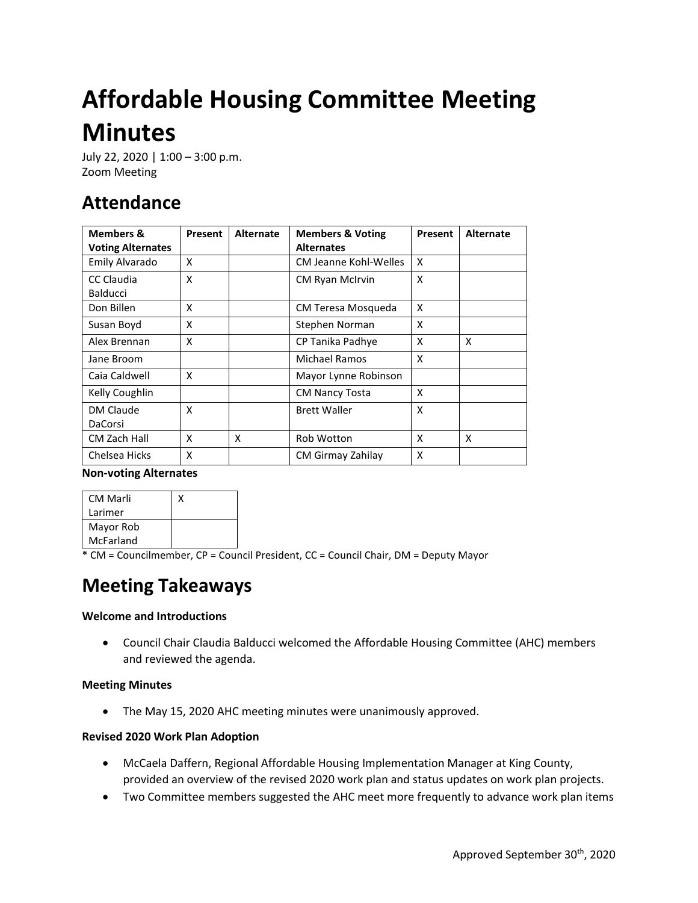# Affordable Housing Committee Meeting Minutes

July 22, 2020 | 1:00 – 3:00 p.m.
Zoom Meeting

## Attendance

| Members & Voting Alternates | Present | Alternate | Members & Voting Alternates | Present | Alternate |
|---|---|---|---|---|---|
| Emily Alvarado | X | | CM Jeanne Kohl-Welles | X | |
| CC Claudia Balducci | X | | CM Ryan McIrvin | X | |
| Don Billen | X | | CM Teresa Mosqueda | X | |
| Susan Boyd | X | | Stephen Norman | X | |
| Alex Brennan | X | | CP Tanika Padhye | X | X |
| Jane Broom | | | Michael Ramos | X | |
| Caia Caldwell | X | | Mayor Lynne Robinson | | |
| Kelly Coughlin | | | CM Nancy Tosta | X | |
| DM Claude DaCorsi | X | | Brett Waller | X | |
| CM Zach Hall | X | X | Rob Wotton | X | X |
| Chelsea Hicks | X | | CM Girmay Zahilay | X | |

**Non-voting Alternates**

| | |
|---|---|
| CM Marli Larimer | X |
| Mayor Rob McFarland | |

* CM = Councilmember, CP = Council President, CC = Council Chair, DM = Deputy Mayor

## Meeting Takeaways

**Welcome and Introductions**

- Council Chair Claudia Balducci welcomed the Affordable Housing Committee (AHC) members and reviewed the agenda.

**Meeting Minutes**

- The May 15, 2020 AHC meeting minutes were unanimously approved.

**Revised 2020 Work Plan Adoption**

- McCaela Daffern, Regional Affordable Housing Implementation Manager at King County, provided an overview of the revised 2020 work plan and status updates on work plan projects.
- Two Committee members suggested the AHC meet more frequently to advance work plan items

Approved September 30th, 2020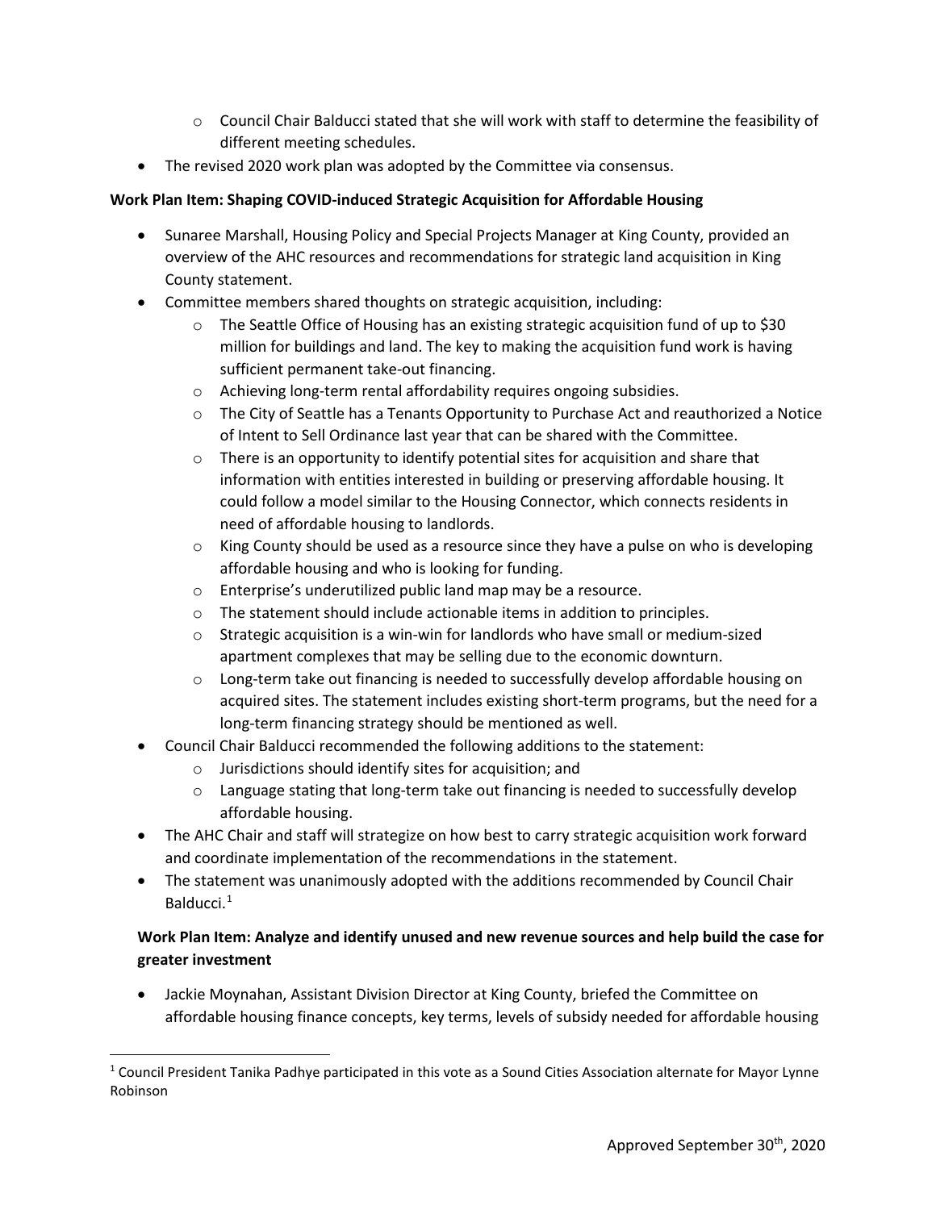- Council Chair Balducci stated that she will work with staff to determine the feasibility of different meeting schedules.
- The revised 2020 work plan was adopted by the Committee via consensus.

**Work Plan Item: Shaping COVID-induced Strategic Acquisition for Affordable Housing**

- Sunaree Marshall, Housing Policy and Special Projects Manager at King County, provided an overview of the AHC resources and recommendations for strategic land acquisition in King County statement.
- Committee members shared thoughts on strategic acquisition, including:
    - The Seattle Office of Housing has an existing strategic acquisition fund of up to $30 million for buildings and land. The key to making the acquisition fund work is having sufficient permanent take-out financing.
    - Achieving long-term rental affordability requires ongoing subsidies.
    - The City of Seattle has a Tenants Opportunity to Purchase Act and reauthorized a Notice of Intent to Sell Ordinance last year that can be shared with the Committee.
    - There is an opportunity to identify potential sites for acquisition and share that information with entities interested in building or preserving affordable housing. It could follow a model similar to the Housing Connector, which connects residents in need of affordable housing to landlords.
    - King County should be used as a resource since they have a pulse on who is developing affordable housing and who is looking for funding.
    - Enterprise's underutilized public land map may be a resource.
    - The statement should include actionable items in addition to principles.
    - Strategic acquisition is a win-win for landlords who have small or medium-sized apartment complexes that may be selling due to the economic downturn.
    - Long-term take out financing is needed to successfully develop affordable housing on acquired sites. The statement includes existing short-term programs, but the need for a long-term financing strategy should be mentioned as well.
- Council Chair Balducci recommended the following additions to the statement:
    - Jurisdictions should identify sites for acquisition; and
    - Language stating that long-term take out financing is needed to successfully develop affordable housing.
- The AHC Chair and staff will strategize on how best to carry strategic acquisition work forward and coordinate implementation of the recommendations in the statement.
- The statement was unanimously adopted with the additions recommended by Council Chair Balducci.[1]

**Work Plan Item: Analyze and identify unused and new revenue sources and help build the case for greater investment**

- Jackie Moynahan, Assistant Division Director at King County, briefed the Committee on affordable housing finance concepts, key terms, levels of subsidy needed for affordable housing

[1] Council President Tanika Padhye participated in this vote as a Sound Cities Association alternate for Mayor Lynne Robinson

Approved September 30th, 2020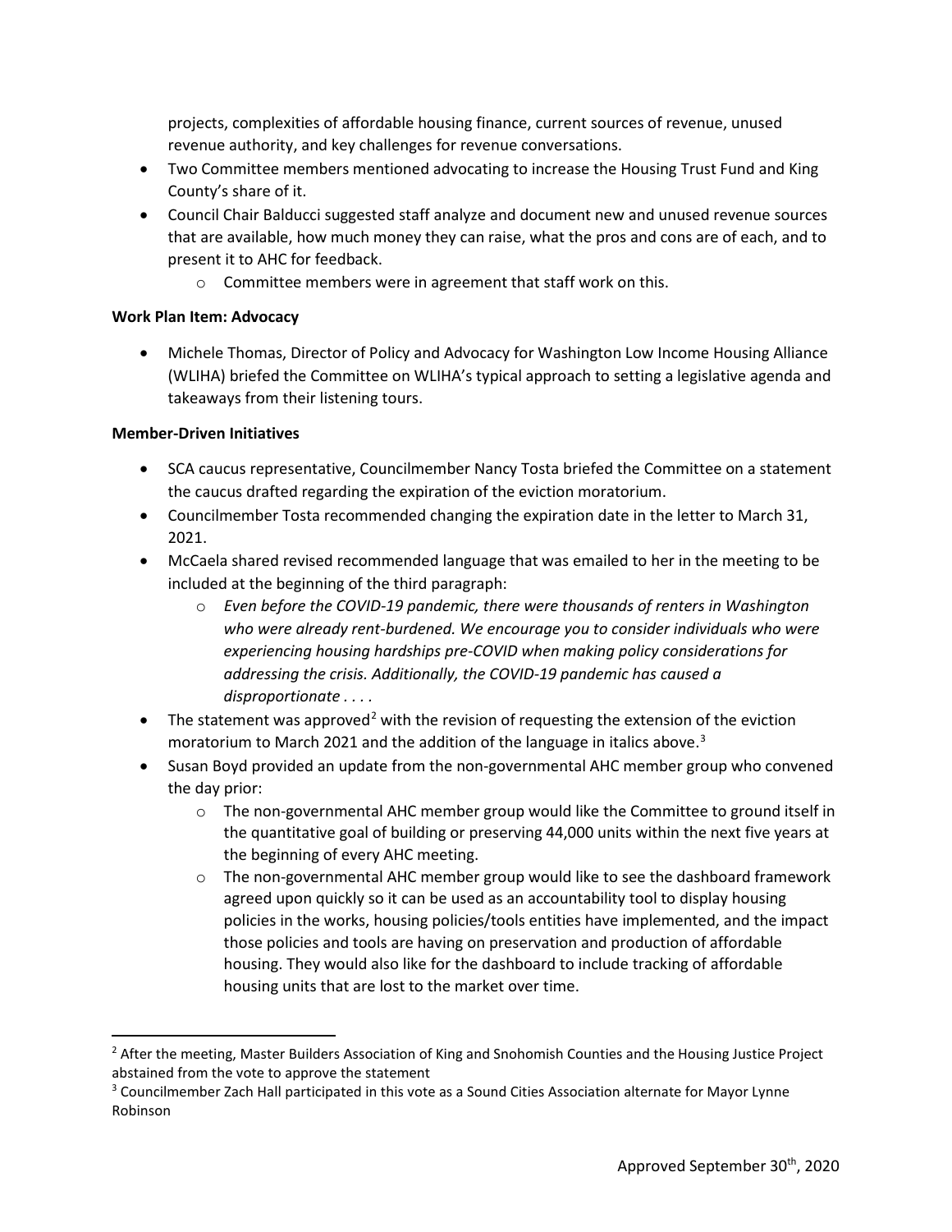projects, complexities of affordable housing finance, current sources of revenue, unused revenue authority, and key challenges for revenue conversations.

- Two Committee members mentioned advocating to increase the Housing Trust Fund and King County's share of it.
- Council Chair Balducci suggested staff analyze and document new and unused revenue sources that are available, how much money they can raise, what the pros and cons are of each, and to present it to AHC for feedback.
  - Committee members were in agreement that staff work on this.

**Work Plan Item: Advocacy**

- Michele Thomas, Director of Policy and Advocacy for Washington Low Income Housing Alliance (WLIHA) briefed the Committee on WLIHA's typical approach to setting a legislative agenda and takeaways from their listening tours.

**Member-Driven Initiatives**

- SCA caucus representative, Councilmember Nancy Tosta briefed the Committee on a statement the caucus drafted regarding the expiration of the eviction moratorium.
- Councilmember Tosta recommended changing the expiration date in the letter to March 31, 2021.
- McCaela shared revised recommended language that was emailed to her in the meeting to be included at the beginning of the third paragraph:
  - *Even before the COVID-19 pandemic, there were thousands of renters in Washington who were already rent-burdened. We encourage you to consider individuals who were experiencing housing hardships pre-COVID when making policy considerations for addressing the crisis. Additionally, the COVID-19 pandemic has caused a disproportionate . . . .*
- The statement was approved[2] with the revision of requesting the extension of the eviction moratorium to March 2021 and the addition of the language in italics above.[3]
- Susan Boyd provided an update from the non-governmental AHC member group who convened the day prior:
  - The non-governmental AHC member group would like the Committee to ground itself in the quantitative goal of building or preserving 44,000 units within the next five years at the beginning of every AHC meeting.
  - The non-governmental AHC member group would like to see the dashboard framework agreed upon quickly so it can be used as an accountability tool to display housing policies in the works, housing policies/tools entities have implemented, and the impact those policies and tools are having on preservation and production of affordable housing. They would also like for the dashboard to include tracking of affordable housing units that are lost to the market over time.

---

[2] After the meeting, Master Builders Association of King and Snohomish Counties and the Housing Justice Project abstained from the vote to approve the statement

[3] Councilmember Zach Hall participated in this vote as a Sound Cities Association alternate for Mayor Lynne Robinson

Approved September 30th, 2020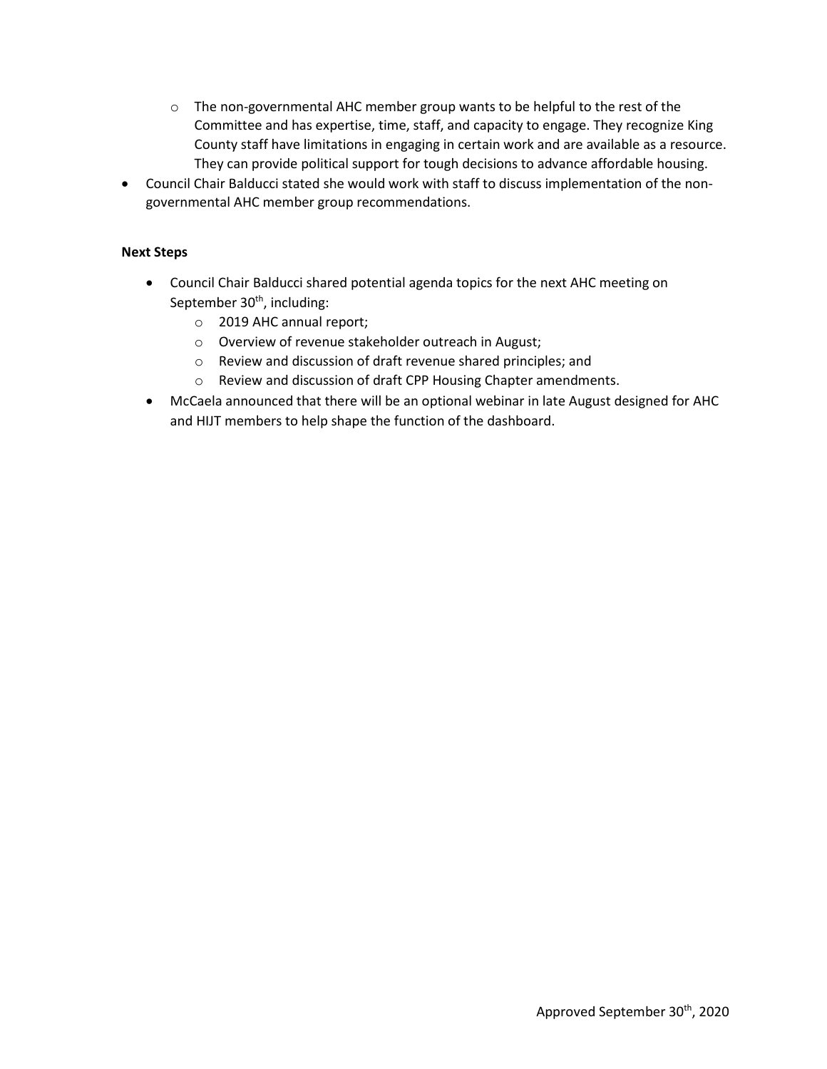- The non-governmental AHC member group wants to be helpful to the rest of the Committee and has expertise, time, staff, and capacity to engage. They recognize King County staff have limitations in engaging in certain work and are available as a resource. They can provide political support for tough decisions to advance affordable housing.
- Council Chair Balducci stated she would work with staff to discuss implementation of the non-governmental AHC member group recommendations.

**Next Steps**

- Council Chair Balducci shared potential agenda topics for the next AHC meeting on September 30th, including:
    - 2019 AHC annual report;
    - Overview of revenue stakeholder outreach in August;
    - Review and discussion of draft revenue shared principles; and
    - Review and discussion of draft CPP Housing Chapter amendments.
- McCaela announced that there will be an optional webinar in late August designed for AHC and HIJT members to help shape the function of the dashboard.

Approved September 30th, 2020